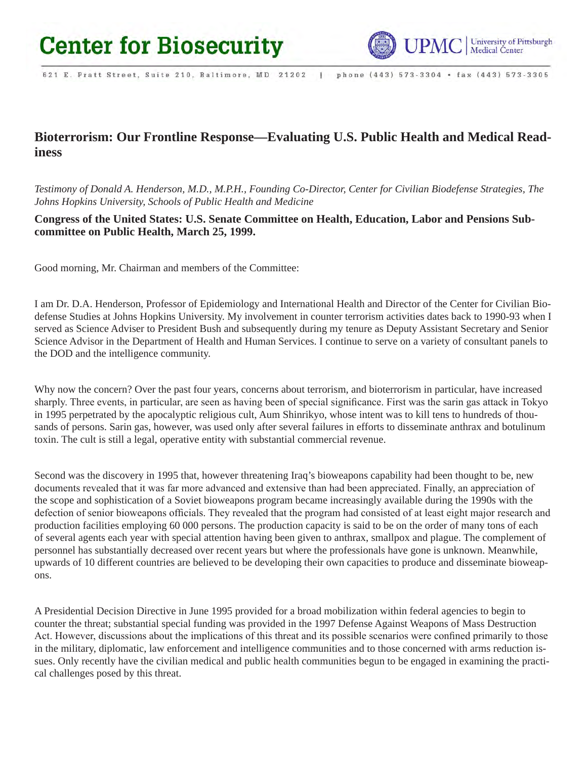# Center for Biosecurity

621 E. Pratt Street, Suite 210, Baltimore, MD 21202 | phone (443) 573-3304 • fax (443) 573-3305

## Bioterrorism: Our Frontline Response—Evaluating U.S. Public Health and Medical Readiness

*Testimony of Donald A. Henderson, M.D., M.P.H., Founding Co-Director, Center for Civilian Biodefense Strategies, The Johns Hopkins University, Schools of Public Health and Medicine*

**Congress of the United States: U.S. Senate Committee on Health, Education, Labor and Pensions Subcommittee on Public Health, March 25, 1999.**

Good morning, Mr. Chairman and members of the Committee:

I am Dr. D.A. Henderson, Professor of Epidemiology and International Health and Director of the Center for Civilian Biodefense Studies at Johns Hopkins University. My involvement in counter terrorism activities dates back to 1990-93 when I served as Science Adviser to President Bush and subsequently during my tenure as Deputy Assistant Secretary and Senior Science Advisor in the Department of Health and Human Services. I continue to serve on a variety of consultant panels to the DOD and the intelligence community.

Why now the concern? Over the past four years, concerns about terrorism, and bioterrorism in particular, have increased sharply. Three events, in particular, are seen as having been of special significance. First was the sarin gas attack in Tokyo in 1995 perpetrated by the apocalyptic religious cult, Aum Shinrikyo, whose intent was to kill tens to hundreds of thousands of persons. Sarin gas, however, was used only after several failures in efforts to disseminate anthrax and botulinum toxin. The cult is still a legal, operative entity with substantial commercial revenue.

Second was the discovery in 1995 that, however threatening Iraq's bioweapons capability had been thought to be, new documents revealed that it was far more advanced and extensive than had been appreciated. Finally, an appreciation of the scope and sophistication of a Soviet bioweapons program became increasingly available during the 1990s with the defection of senior bioweapons officials. They revealed that the program had consisted of at least eight major research and production facilities employing 60 000 persons. The production capacity is said to be on the order of many tons of each of several agents each year with special attention having been given to anthrax, smallpox and plague. The complement of personnel has substantially decreased over recent years but where the professionals have gone is unknown. Meanwhile, upwards of 10 different countries are believed to be developing their own capacities to produce and disseminate bioweapons.

A Presidential Decision Directive in June 1995 provided for a broad mobilization within federal agencies to begin to counter the threat; substantial special funding was provided in the 1997 Defense Against Weapons of Mass Destruction Act. However, discussions about the implications of this threat and its possible scenarios were confined primarily to those in the military, diplomatic, law enforcement and intelligence communities and to those concerned with arms reduction issues. Only recently have the civilian medical and public health communities begun to be engaged in examining the practical challenges posed by this threat.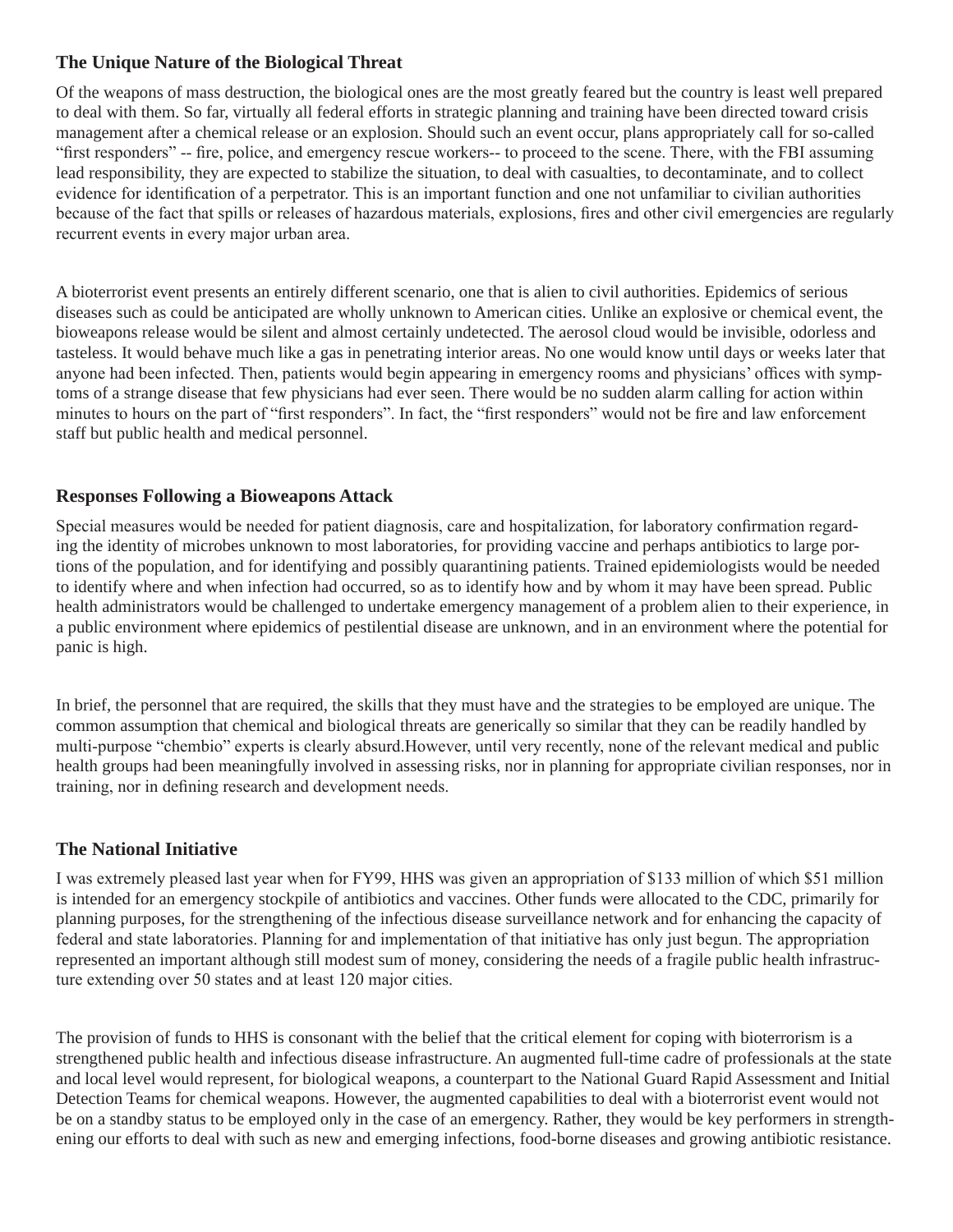### The Unique Nature of the Biological Threat

Of the weapons of mass destruction, the biological ones are the most greatly feared but the country is least well prepared to deal with them. So far, virtually all federal efforts in strategic planning and training have been directed toward crisis management after a chemical release or an explosion. Should such an event occur, plans appropriately call for so-called "first responders" -- fire, police, and emergency rescue workers-- to proceed to the scene. There, with the FBI assuming lead responsibility, they are expected to stabilize the situation, to deal with casualties, to decontaminate, and to collect evidence for identification of a perpetrator. This is an important function and one not unfamiliar to civilian authorities because of the fact that spills or releases of hazardous materials, explosions, fires and other civil emergencies are regularly recurrent events in every major urban area.

A bioterrorist event presents an entirely different scenario, one that is alien to civil authorities. Epidemics of serious diseases such as could be anticipated are wholly unknown to American cities. Unlike an explosive or chemical event, the bioweapons release would be silent and almost certainly undetected. The aerosol cloud would be invisible, odorless and tasteless. It would behave much like a gas in penetrating interior areas. No one would know until days or weeks later that anyone had been infected. Then, patients would begin appearing in emergency rooms and physicians' offices with symptoms of a strange disease that few physicians had ever seen. There would be no sudden alarm calling for action within minutes to hours on the part of "first responders". In fact, the "first responders" would not be fire and law enforcement staff but public health and medical personnel.

### Responses Following a Bioweapons Attack

Special measures would be needed for patient diagnosis, care and hospitalization, for laboratory confirmation regarding the identity of microbes unknown to most laboratories, for providing vaccine and perhaps antibiotics to large portions of the population, and for identifying and possibly quarantining patients. Trained epidemiologists would be needed to identify where and when infection had occurred, so as to identify how and by whom it may have been spread. Public health administrators would be challenged to undertake emergency management of a problem alien to their experience, in a public environment where epidemics of pestilential disease are unknown, and in an environment where the potential for panic is high.

In brief, the personnel that are required, the skills that they must have and the strategies to be employed are unique. The common assumption that chemical and biological threats are generically so similar that they can be readily handled by multi-purpose "chembio" experts is clearly absurd.However, until very recently, none of the relevant medical and public health groups had been meaningfully involved in assessing risks, nor in planning for appropriate civilian responses, nor in training, nor in defining research and development needs.

### The National Initiative

I was extremely pleased last year when for FY99, HHS was given an appropriation of $133 million of which $51 million is intended for an emergency stockpile of antibiotics and vaccines. Other funds were allocated to the CDC, primarily for planning purposes, for the strengthening of the infectious disease surveillance network and for enhancing the capacity of federal and state laboratories. Planning for and implementation of that initiative has only just begun. The appropriation represented an important although still modest sum of money, considering the needs of a fragile public health infrastructure extending over 50 states and at least 120 major cities.

The provision of funds to HHS is consonant with the belief that the critical element for coping with bioterrorism is a strengthened public health and infectious disease infrastructure. An augmented full-time cadre of professionals at the state and local level would represent, for biological weapons, a counterpart to the National Guard Rapid Assessment and Initial Detection Teams for chemical weapons. However, the augmented capabilities to deal with a bioterrorist event would not be on a standby status to be employed only in the case of an emergency. Rather, they would be key performers in strengthening our efforts to deal with such as new and emerging infections, food-borne diseases and growing antibiotic resistance.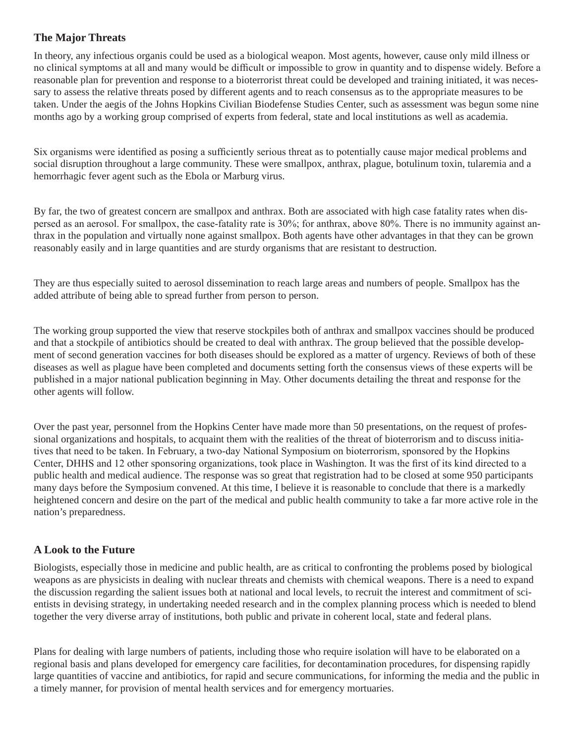## The Major Threats

In theory, any infectious organis could be used as a biological weapon. Most agents, however, cause only mild illness or no clinical symptoms at all and many would be difficult or impossible to grow in quantity and to dispense widely. Before a reasonable plan for prevention and response to a bioterrorist threat could be developed and training initiated, it was necessary to assess the relative threats posed by different agents and to reach consensus as to the appropriate measures to be taken. Under the aegis of the Johns Hopkins Civilian Biodefense Studies Center, such as assessment was begun some nine months ago by a working group comprised of experts from federal, state and local institutions as well as academia.

Six organisms were identified as posing a sufficiently serious threat as to potentially cause major medical problems and social disruption throughout a large community. These were smallpox, anthrax, plague, botulinum toxin, tularemia and a hemorrhagic fever agent such as the Ebola or Marburg virus.

By far, the two of greatest concern are smallpox and anthrax. Both are associated with high case fatality rates when dispersed as an aerosol. For smallpox, the case-fatality rate is 30%; for anthrax, above 80%. There is no immunity against anthrax in the population and virtually none against smallpox. Both agents have other advantages in that they can be grown reasonably easily and in large quantities and are sturdy organisms that are resistant to destruction.

They are thus especially suited to aerosol dissemination to reach large areas and numbers of people. Smallpox has the added attribute of being able to spread further from person to person.

The working group supported the view that reserve stockpiles both of anthrax and smallpox vaccines should be produced and that a stockpile of antibiotics should be created to deal with anthrax. The group believed that the possible development of second generation vaccines for both diseases should be explored as a matter of urgency. Reviews of both of these diseases as well as plague have been completed and documents setting forth the consensus views of these experts will be published in a major national publication beginning in May. Other documents detailing the threat and response for the other agents will follow.

Over the past year, personnel from the Hopkins Center have made more than 50 presentations, on the request of professional organizations and hospitals, to acquaint them with the realities of the threat of bioterrorism and to discuss initiatives that need to be taken. In February, a two-day National Symposium on bioterrorism, sponsored by the Hopkins Center, DHHS and 12 other sponsoring organizations, took place in Washington. It was the first of its kind directed to a public health and medical audience. The response was so great that registration had to be closed at some 950 participants many days before the Symposium convened. At this time, I believe it is reasonable to conclude that there is a markedly heightened concern and desire on the part of the medical and public health community to take a far more active role in the nation's preparedness.

## A Look to the Future

Biologists, especially those in medicine and public health, are as critical to confronting the problems posed by biological weapons as are physicists in dealing with nuclear threats and chemists with chemical weapons. There is a need to expand the discussion regarding the salient issues both at national and local levels, to recruit the interest and commitment of scientists in devising strategy, in undertaking needed research and in the complex planning process which is needed to blend together the very diverse array of institutions, both public and private in coherent local, state and federal plans.

Plans for dealing with large numbers of patients, including those who require isolation will have to be elaborated on a regional basis and plans developed for emergency care facilities, for decontamination procedures, for dispensing rapidly large quantities of vaccine and antibiotics, for rapid and secure communications, for informing the media and the public in a timely manner, for provision of mental health services and for emergency mortuaries.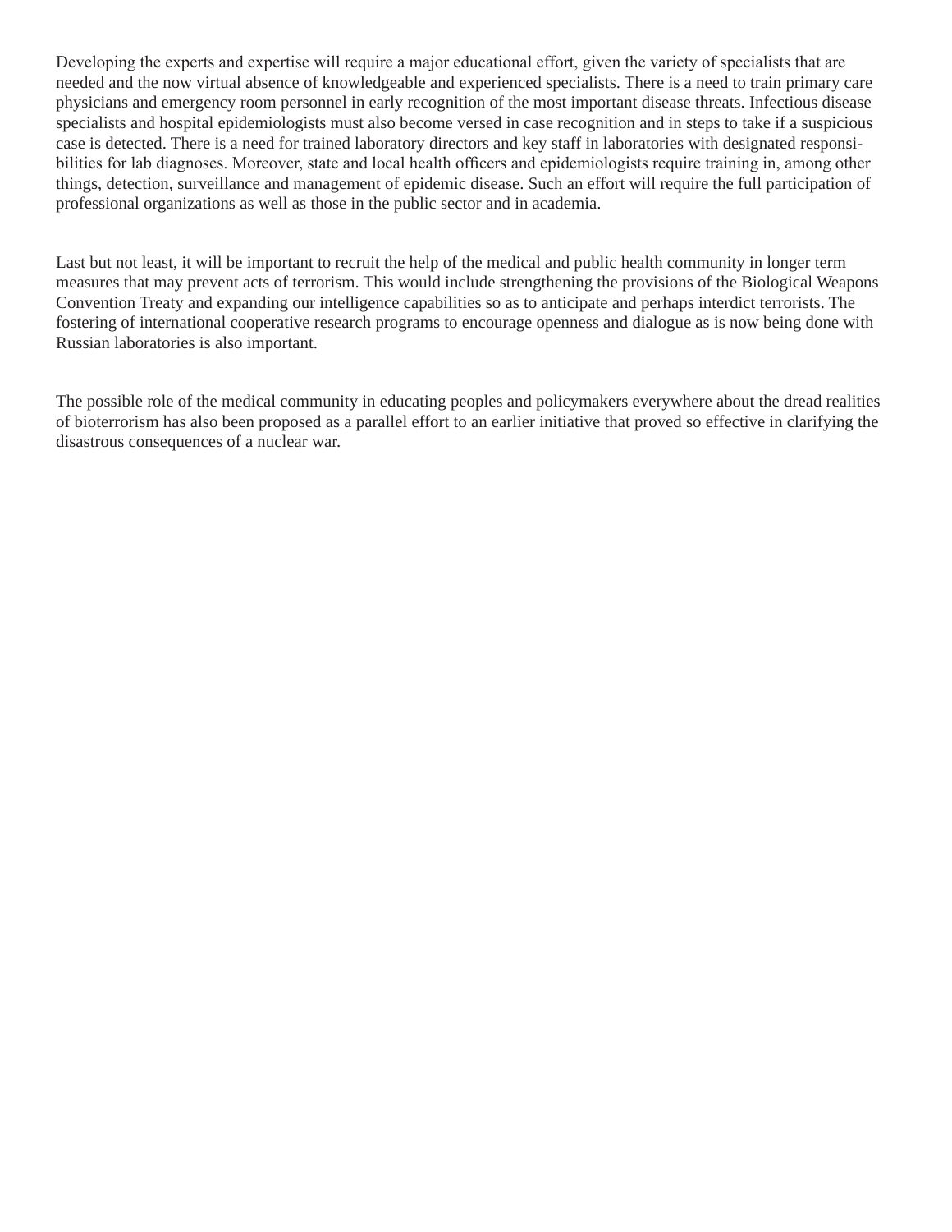Developing the experts and expertise will require a major educational effort, given the variety of specialists that are needed and the now virtual absence of knowledgeable and experienced specialists. There is a need to train primary care physicians and emergency room personnel in early recognition of the most important disease threats. Infectious disease specialists and hospital epidemiologists must also become versed in case recognition and in steps to take if a suspicious case is detected. There is a need for trained laboratory directors and key staff in laboratories with designated responsibilities for lab diagnoses. Moreover, state and local health officers and epidemiologists require training in, among other things, detection, surveillance and management of epidemic disease. Such an effort will require the full participation of professional organizations as well as those in the public sector and in academia.

Last but not least, it will be important to recruit the help of the medical and public health community in longer term measures that may prevent acts of terrorism. This would include strengthening the provisions of the Biological Weapons Convention Treaty and expanding our intelligence capabilities so as to anticipate and perhaps interdict terrorists. The fostering of international cooperative research programs to encourage openness and dialogue as is now being done with Russian laboratories is also important.

The possible role of the medical community in educating peoples and policymakers everywhere about the dread realities of bioterrorism has also been proposed as a parallel effort to an earlier initiative that proved so effective in clarifying the disastrous consequences of a nuclear war.